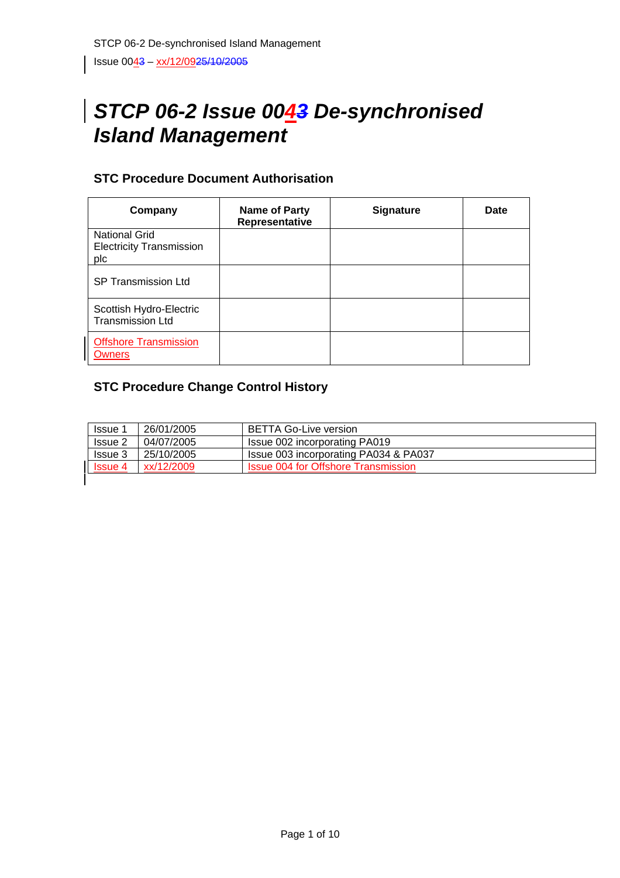# STCP 06-2 Issue 0043 De-synchronised Island Management

## STC Procedure Document Authorisation

| Company | Name of Party Representative | Signature | Date |
|---|---|---|---|
| National Grid Electricity Transmission plc | | | |
| SP Transmission Ltd | | | |
| Scottish Hydro-Electric Transmission Ltd | | | |
| Offshore Transmission Owners | | | |

## STC Procedure Change Control History

| | | |
|---|---|---|
| Issue 1 | 26/01/2005 | BETTA Go-Live version |
| Issue 2 | 04/07/2005 | Issue 002 incorporating PA019 |
| Issue 3 | 25/10/2005 | Issue 003 incorporating PA034 & PA037 |
| Issue 4 | xx/12/2009 | Issue 004 for Offshore Transmission |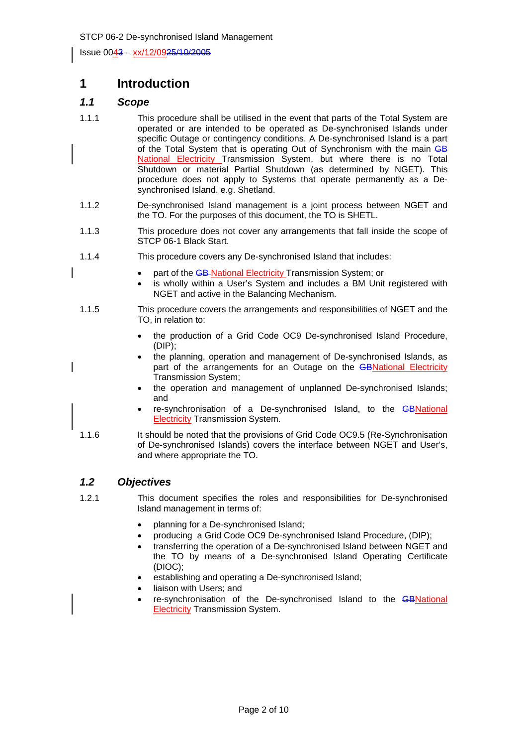# 1 Introduction

## *1.1 Scope*

1.1.1 This procedure shall be utilised in the event that parts of the Total System are operated or are intended to be operated as De-synchronised Islands under specific Outage or contingency conditions. A De-synchronised Island is a part of the Total System that is operating Out of Synchronism with the main ~~GB~~ National Electricity Transmission System, but where there is no Total Shutdown or material Partial Shutdown (as determined by NGET). This procedure does not apply to Systems that operate permanently as a De-synchronised Island. e.g. Shetland.

1.1.2 De-synchronised Island management is a joint process between NGET and the TO. For the purposes of this document, the TO is SHETL.

1.1.3 This procedure does not cover any arrangements that fall inside the scope of STCP 06-1 Black Start.

1.1.4 This procedure covers any De-synchronised Island that includes:

- part of the ~~GB~~ National Electricity Transmission System; or
- is wholly within a User's System and includes a BM Unit registered with NGET and active in the Balancing Mechanism.

1.1.5 This procedure covers the arrangements and responsibilities of NGET and the TO, in relation to:

- the production of a Grid Code OC9 De-synchronised Island Procedure, (DIP);
- the planning, operation and management of De-synchronised Islands, as part of the arrangements for an Outage on the ~~GB~~National Electricity Transmission System;
- the operation and management of unplanned De-synchronised Islands; and
- re-synchronisation of a De-synchronised Island, to the ~~GB~~National Electricity Transmission System.

1.1.6 It should be noted that the provisions of Grid Code OC9.5 (Re-Synchronisation of De-synchronised Islands) covers the interface between NGET and User's, and where appropriate the TO.

## *1.2 Objectives*

1.2.1 This document specifies the roles and responsibilities for De-synchronised Island management in terms of:

- planning for a De-synchronised Island;
- producing a Grid Code OC9 De-synchronised Island Procedure, (DIP);
- transferring the operation of a De-synchronised Island between NGET and the TO by means of a De-synchronised Island Operating Certificate (DIOC);
- establishing and operating a De-synchronised Island;
- liaison with Users; and
- re-synchronisation of the De-synchronised Island to the ~~GB~~National Electricity Transmission System.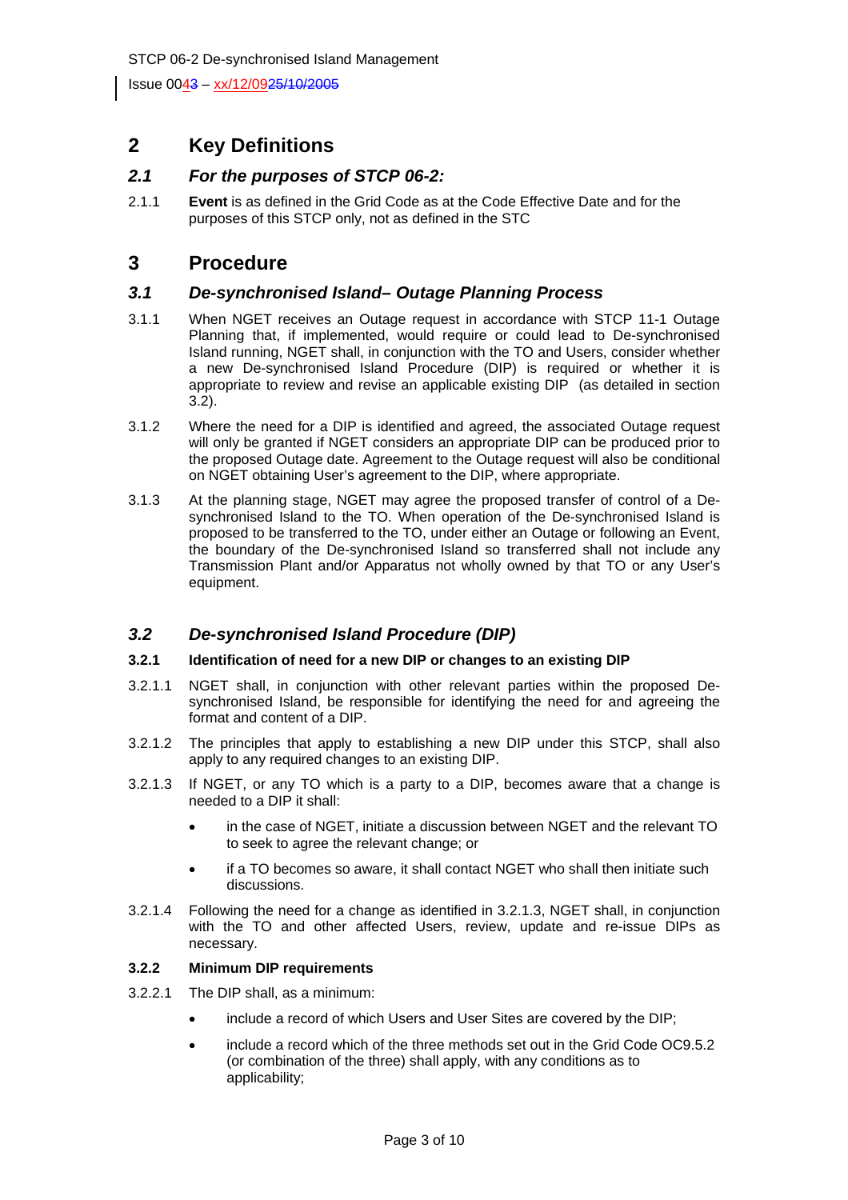## 2 Key Definitions

### *2.1 For the purposes of STCP 06-2:*

2.1.1 **Event** is as defined in the Grid Code as at the Code Effective Date and for the purposes of this STCP only, not as defined in the STC

## 3 Procedure

### *3.1 De-synchronised Island– Outage Planning Process*

3.1.1 When NGET receives an Outage request in accordance with STCP 11-1 Outage Planning that, if implemented, would require or could lead to De-synchronised Island running, NGET shall, in conjunction with the TO and Users, consider whether a new De-synchronised Island Procedure (DIP) is required or whether it is appropriate to review and revise an applicable existing DIP (as detailed in section 3.2).

3.1.2 Where the need for a DIP is identified and agreed, the associated Outage request will only be granted if NGET considers an appropriate DIP can be produced prior to the proposed Outage date. Agreement to the Outage request will also be conditional on NGET obtaining User's agreement to the DIP, where appropriate.

3.1.3 At the planning stage, NGET may agree the proposed transfer of control of a De-synchronised Island to the TO. When operation of the De-synchronised Island is proposed to be transferred to the TO, under either an Outage or following an Event, the boundary of the De-synchronised Island so transferred shall not include any Transmission Plant and/or Apparatus not wholly owned by that TO or any User's equipment.

### *3.2 De-synchronised Island Procedure (DIP)*

**3.2.1 Identification of need for a new DIP or changes to an existing DIP**

3.2.1.1 NGET shall, in conjunction with other relevant parties within the proposed De-synchronised Island, be responsible for identifying the need for and agreeing the format and content of a DIP.

3.2.1.2 The principles that apply to establishing a new DIP under this STCP, shall also apply to any required changes to an existing DIP.

3.2.1.3 If NGET, or any TO which is a party to a DIP, becomes aware that a change is needed to a DIP it shall:

- in the case of NGET, initiate a discussion between NGET and the relevant TO to seek to agree the relevant change; or
- if a TO becomes so aware, it shall contact NGET who shall then initiate such discussions.

3.2.1.4 Following the need for a change as identified in 3.2.1.3, NGET shall, in conjunction with the TO and other affected Users, review, update and re-issue DIPs as necessary.

**3.2.2 Minimum DIP requirements**

3.2.2.1 The DIP shall, as a minimum:

- include a record of which Users and User Sites are covered by the DIP;
- include a record which of the three methods set out in the Grid Code OC9.5.2 (or combination of the three) shall apply, with any conditions as to applicability;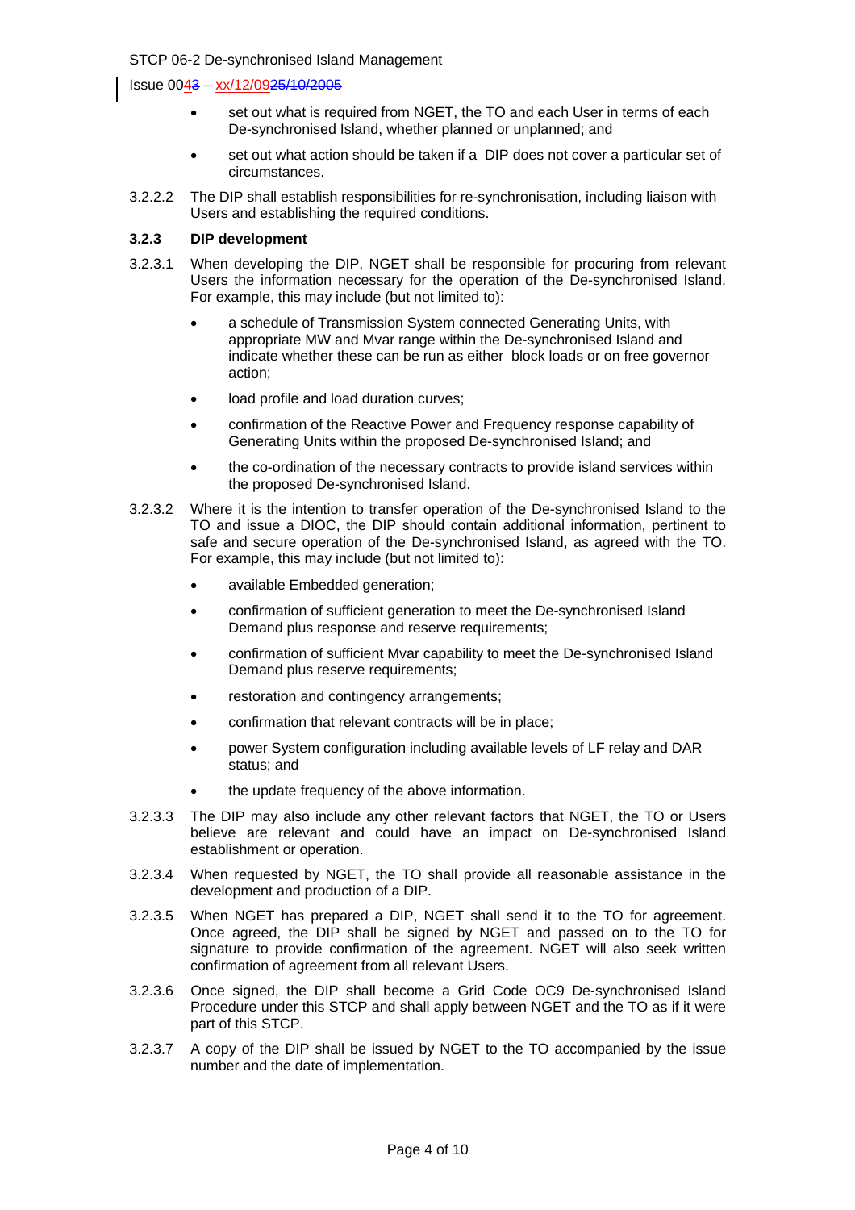- set out what is required from NGET, the TO and each User in terms of each De-synchronised Island, whether planned or unplanned; and
- set out what action should be taken if a DIP does not cover a particular set of circumstances.

3.2.2.2 The DIP shall establish responsibilities for re-synchronisation, including liaison with Users and establishing the required conditions.

### 3.2.3 DIP development

3.2.3.1 When developing the DIP, NGET shall be responsible for procuring from relevant Users the information necessary for the operation of the De-synchronised Island. For example, this may include (but not limited to):

- a schedule of Transmission System connected Generating Units, with appropriate MW and Mvar range within the De-synchronised Island and indicate whether these can be run as either block loads or on free governor action;
- load profile and load duration curves;
- confirmation of the Reactive Power and Frequency response capability of Generating Units within the proposed De-synchronised Island; and
- the co-ordination of the necessary contracts to provide island services within the proposed De-synchronised Island.

3.2.3.2 Where it is the intention to transfer operation of the De-synchronised Island to the TO and issue a DIOC, the DIP should contain additional information, pertinent to safe and secure operation of the De-synchronised Island, as agreed with the TO. For example, this may include (but not limited to):

- available Embedded generation;
- confirmation of sufficient generation to meet the De-synchronised Island Demand plus response and reserve requirements;
- confirmation of sufficient Mvar capability to meet the De-synchronised Island Demand plus reserve requirements;
- restoration and contingency arrangements;
- confirmation that relevant contracts will be in place;
- power System configuration including available levels of LF relay and DAR status; and
- the update frequency of the above information.

3.2.3.3 The DIP may also include any other relevant factors that NGET, the TO or Users believe are relevant and could have an impact on De-synchronised Island establishment or operation.

3.2.3.4 When requested by NGET, the TO shall provide all reasonable assistance in the development and production of a DIP.

3.2.3.5 When NGET has prepared a DIP, NGET shall send it to the TO for agreement. Once agreed, the DIP shall be signed by NGET and passed on to the TO for signature to provide confirmation of the agreement. NGET will also seek written confirmation of agreement from all relevant Users.

3.2.3.6 Once signed, the DIP shall become a Grid Code OC9 De-synchronised Island Procedure under this STCP and shall apply between NGET and the TO as if it were part of this STCP.

3.2.3.7 A copy of the DIP shall be issued by NGET to the TO accompanied by the issue number and the date of implementation.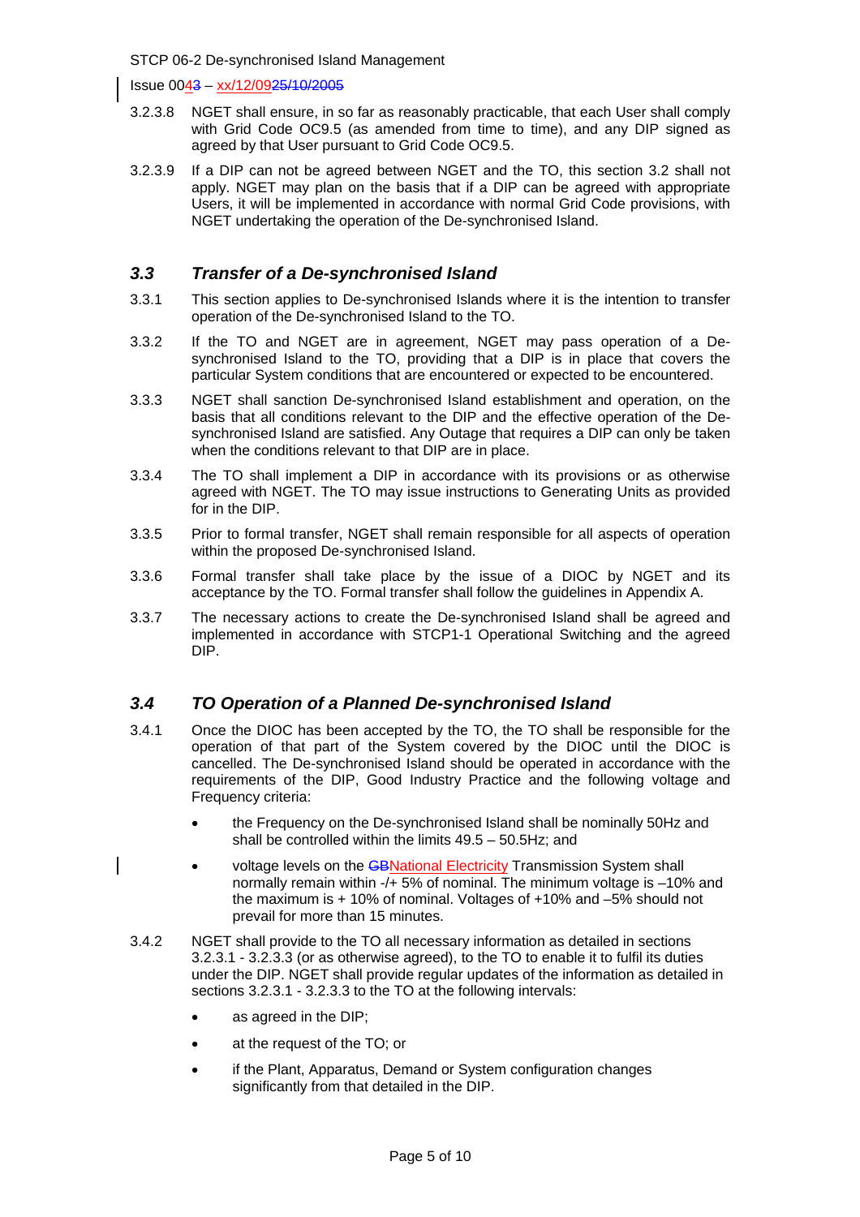3.2.3.8 NGET shall ensure, in so far as reasonably practicable, that each User shall comply with Grid Code OC9.5 (as amended from time to time), and any DIP signed as agreed by that User pursuant to Grid Code OC9.5.

3.2.3.9 If a DIP can not be agreed between NGET and the TO, this section 3.2 shall not apply. NGET may plan on the basis that if a DIP can be agreed with appropriate Users, it will be implemented in accordance with normal Grid Code provisions, with NGET undertaking the operation of the De-synchronised Island.

### *3.3 Transfer of a De-synchronised Island*

3.3.1 This section applies to De-synchronised Islands where it is the intention to transfer operation of the De-synchronised Island to the TO.

3.3.2 If the TO and NGET are in agreement, NGET may pass operation of a De-synchronised Island to the TO, providing that a DIP is in place that covers the particular System conditions that are encountered or expected to be encountered.

3.3.3 NGET shall sanction De-synchronised Island establishment and operation, on the basis that all conditions relevant to the DIP and the effective operation of the De-synchronised Island are satisfied. Any Outage that requires a DIP can only be taken when the conditions relevant to that DIP are in place.

3.3.4 The TO shall implement a DIP in accordance with its provisions or as otherwise agreed with NGET. The TO may issue instructions to Generating Units as provided for in the DIP.

3.3.5 Prior to formal transfer, NGET shall remain responsible for all aspects of operation within the proposed De-synchronised Island.

3.3.6 Formal transfer shall take place by the issue of a DIOC by NGET and its acceptance by the TO. Formal transfer shall follow the guidelines in Appendix A.

3.3.7 The necessary actions to create the De-synchronised Island shall be agreed and implemented in accordance with STCP1-1 Operational Switching and the agreed DIP.

### *3.4 TO Operation of a Planned De-synchronised Island*

3.4.1 Once the DIOC has been accepted by the TO, the TO shall be responsible for the operation of that part of the System covered by the DIOC until the DIOC is cancelled. The De-synchronised Island should be operated in accordance with the requirements of the DIP, Good Industry Practice and the following voltage and Frequency criteria:

- the Frequency on the De-synchronised Island shall be nominally 50Hz and shall be controlled within the limits 49.5 – 50.5Hz; and
- voltage levels on the ~~GB~~National Electricity Transmission System shall normally remain within -/+ 5% of nominal. The minimum voltage is –10% and the maximum is + 10% of nominal. Voltages of +10% and –5% should not prevail for more than 15 minutes.

3.4.2 NGET shall provide to the TO all necessary information as detailed in sections 3.2.3.1 - 3.2.3.3 (or as otherwise agreed), to the TO to enable it to fulfil its duties under the DIP. NGET shall provide regular updates of the information as detailed in sections 3.2.3.1 - 3.2.3.3 to the TO at the following intervals:

- as agreed in the DIP;
- at the request of the TO; or
- if the Plant, Apparatus, Demand or System configuration changes significantly from that detailed in the DIP.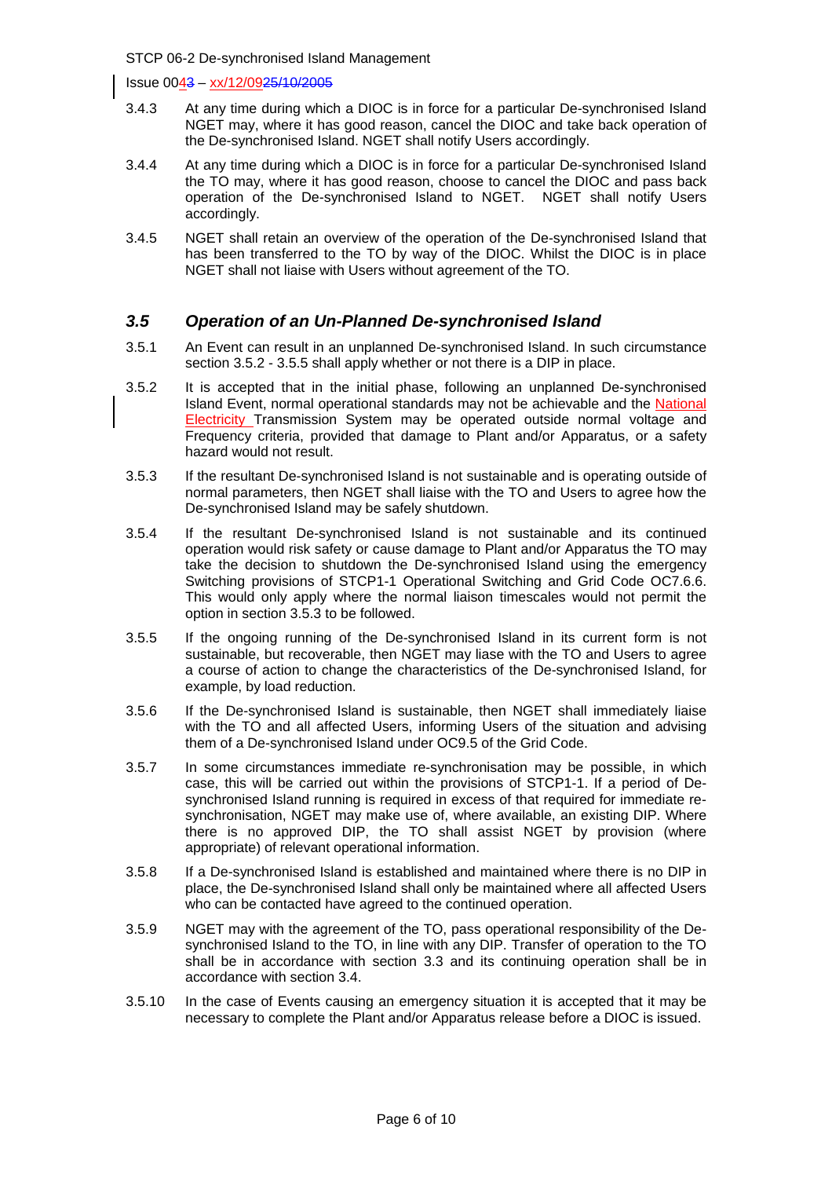3.4.3 At any time during which a DIOC is in force for a particular De-synchronised Island NGET may, where it has good reason, cancel the DIOC and take back operation of the De-synchronised Island. NGET shall notify Users accordingly.

3.4.4 At any time during which a DIOC is in force for a particular De-synchronised Island the TO may, where it has good reason, choose to cancel the DIOC and pass back operation of the De-synchronised Island to NGET. NGET shall notify Users accordingly.

3.4.5 NGET shall retain an overview of the operation of the De-synchronised Island that has been transferred to the TO by way of the DIOC. Whilst the DIOC is in place NGET shall not liaise with Users without agreement of the TO.

### *3.5 Operation of an Un-Planned De-synchronised Island*

3.5.1 An Event can result in an unplanned De-synchronised Island. In such circumstance section 3.5.2 - 3.5.5 shall apply whether or not there is a DIP in place.

3.5.2 It is accepted that in the initial phase, following an unplanned De-synchronised Island Event, normal operational standards may not be achievable and the National Electricity Transmission System may be operated outside normal voltage and Frequency criteria, provided that damage to Plant and/or Apparatus, or a safety hazard would not result.

3.5.3 If the resultant De-synchronised Island is not sustainable and is operating outside of normal parameters, then NGET shall liaise with the TO and Users to agree how the De-synchronised Island may be safely shutdown.

3.5.4 If the resultant De-synchronised Island is not sustainable and its continued operation would risk safety or cause damage to Plant and/or Apparatus the TO may take the decision to shutdown the De-synchronised Island using the emergency Switching provisions of STCP1-1 Operational Switching and Grid Code OC7.6.6. This would only apply where the normal liaison timescales would not permit the option in section 3.5.3 to be followed.

3.5.5 If the ongoing running of the De-synchronised Island in its current form is not sustainable, but recoverable, then NGET may liase with the TO and Users to agree a course of action to change the characteristics of the De-synchronised Island, for example, by load reduction.

3.5.6 If the De-synchronised Island is sustainable, then NGET shall immediately liaise with the TO and all affected Users, informing Users of the situation and advising them of a De-synchronised Island under OC9.5 of the Grid Code.

3.5.7 In some circumstances immediate re-synchronisation may be possible, in which case, this will be carried out within the provisions of STCP1-1. If a period of De-synchronised Island running is required in excess of that required for immediate re-synchronisation, NGET may make use of, where available, an existing DIP. Where there is no approved DIP, the TO shall assist NGET by provision (where appropriate) of relevant operational information.

3.5.8 If a De-synchronised Island is established and maintained where there is no DIP in place, the De-synchronised Island shall only be maintained where all affected Users who can be contacted have agreed to the continued operation.

3.5.9 NGET may with the agreement of the TO, pass operational responsibility of the De-synchronised Island to the TO, in line with any DIP. Transfer of operation to the TO shall be in accordance with section 3.3 and its continuing operation shall be in accordance with section 3.4.

3.5.10 In the case of Events causing an emergency situation it is accepted that it may be necessary to complete the Plant and/or Apparatus release before a DIOC is issued.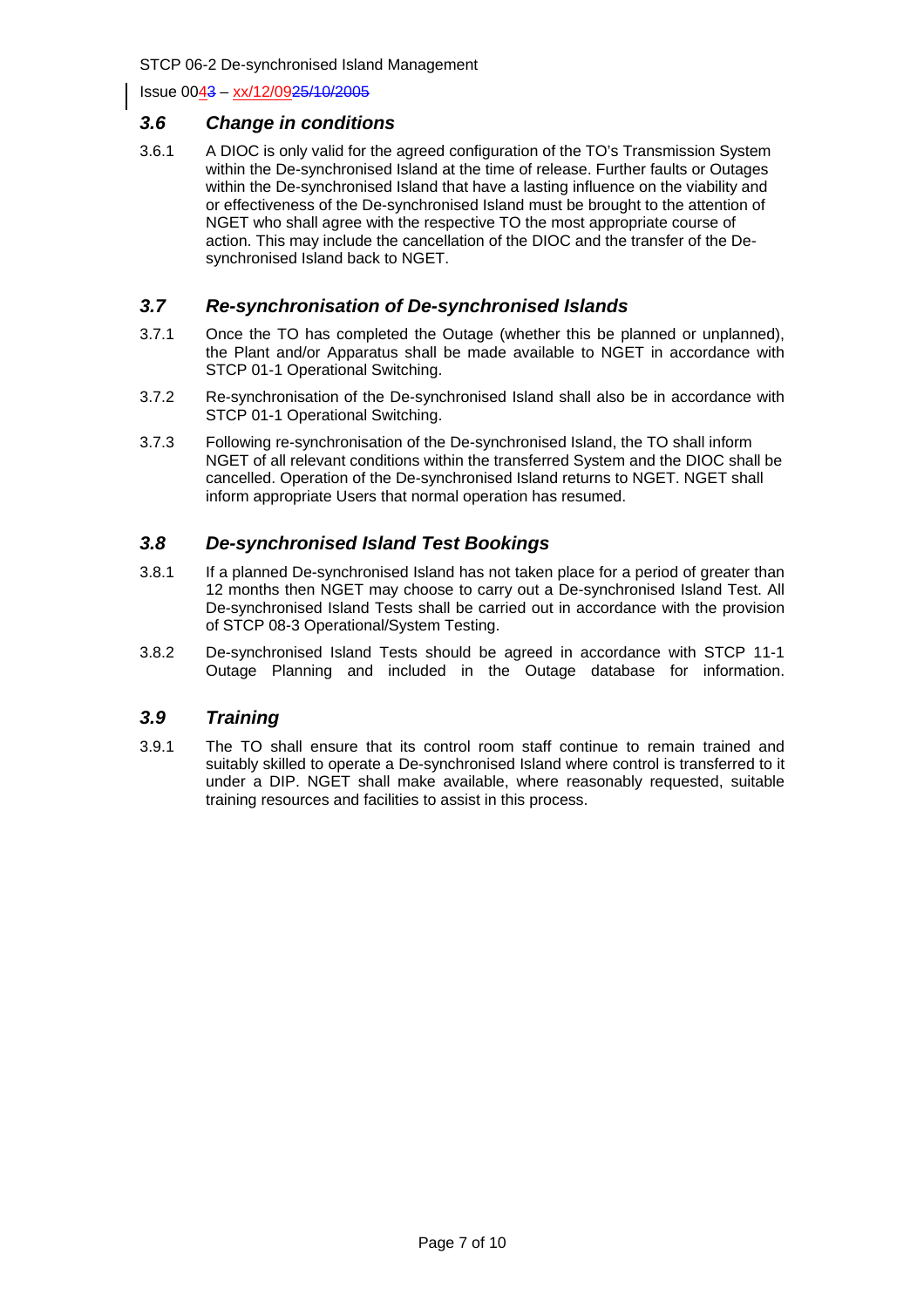### *3.6 Change in conditions*

3.6.1 A DIOC is only valid for the agreed configuration of the TO's Transmission System within the De-synchronised Island at the time of release. Further faults or Outages within the De-synchronised Island that have a lasting influence on the viability and or effectiveness of the De-synchronised Island must be brought to the attention of NGET who shall agree with the respective TO the most appropriate course of action. This may include the cancellation of the DIOC and the transfer of the De-synchronised Island back to NGET.

### *3.7 Re-synchronisation of De-synchronised Islands*

3.7.1 Once the TO has completed the Outage (whether this be planned or unplanned), the Plant and/or Apparatus shall be made available to NGET in accordance with STCP 01-1 Operational Switching.

3.7.2 Re-synchronisation of the De-synchronised Island shall also be in accordance with STCP 01-1 Operational Switching.

3.7.3 Following re-synchronisation of the De-synchronised Island, the TO shall inform NGET of all relevant conditions within the transferred System and the DIOC shall be cancelled. Operation of the De-synchronised Island returns to NGET. NGET shall inform appropriate Users that normal operation has resumed.

### *3.8 De-synchronised Island Test Bookings*

3.8.1 If a planned De-synchronised Island has not taken place for a period of greater than 12 months then NGET may choose to carry out a De-synchronised Island Test. All De-synchronised Island Tests shall be carried out in accordance with the provision of STCP 08-3 Operational/System Testing.

3.8.2 De-synchronised Island Tests should be agreed in accordance with STCP 11-1 Outage Planning and included in the Outage database for information.

### *3.9 Training*

3.9.1 The TO shall ensure that its control room staff continue to remain trained and suitably skilled to operate a De-synchronised Island where control is transferred to it under a DIP. NGET shall make available, where reasonably requested, suitable training resources and facilities to assist in this process.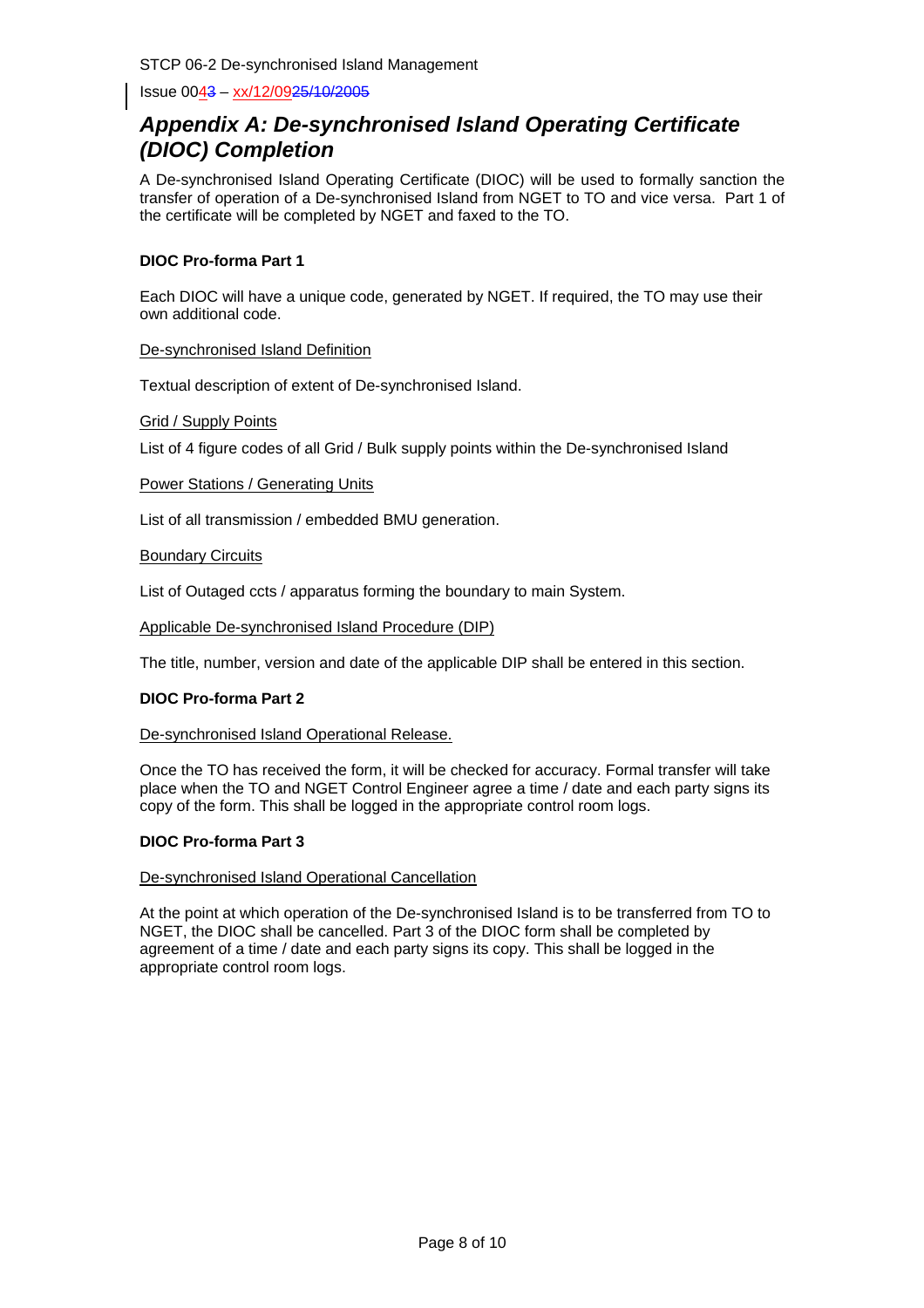## Appendix A: De-synchronised Island Operating Certificate (DIOC) Completion

A De-synchronised Island Operating Certificate (DIOC) will be used to formally sanction the transfer of operation of a De-synchronised Island from NGET to TO and vice versa. Part 1 of the certificate will be completed by NGET and faxed to the TO.

**DIOC Pro-forma Part 1**

Each DIOC will have a unique code, generated by NGET. If required, the TO may use their own additional code.

De-synchronised Island Definition

Textual description of extent of De-synchronised Island.

Grid / Supply Points

List of 4 figure codes of all Grid / Bulk supply points within the De-synchronised Island

Power Stations / Generating Units

List of all transmission / embedded BMU generation.

Boundary Circuits

List of Outaged ccts / apparatus forming the boundary to main System.

Applicable De-synchronised Island Procedure (DIP)

The title, number, version and date of the applicable DIP shall be entered in this section.

**DIOC Pro-forma Part 2**

De-synchronised Island Operational Release.

Once the TO has received the form, it will be checked for accuracy. Formal transfer will take place when the TO and NGET Control Engineer agree a time / date and each party signs its copy of the form. This shall be logged in the appropriate control room logs.

**DIOC Pro-forma Part 3**

De-synchronised Island Operational Cancellation

At the point at which operation of the De-synchronised Island is to be transferred from TO to NGET, the DIOC shall be cancelled. Part 3 of the DIOC form shall be completed by agreement of a time / date and each party signs its copy. This shall be logged in the appropriate control room logs.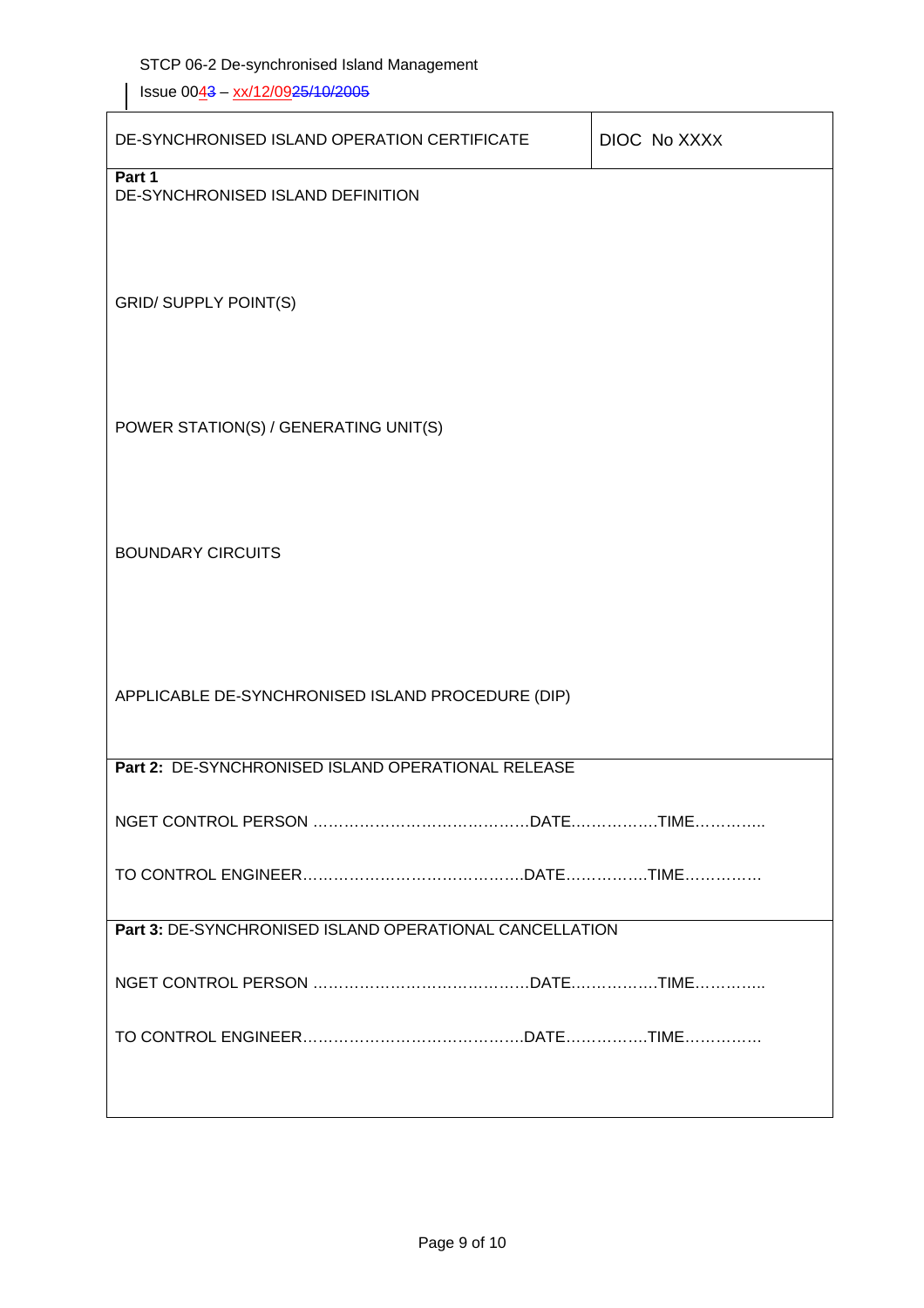| DE-SYNCHRONISED ISLAND OPERATION CERTIFICATE | DIOC No XXXX |
|---|---|

**Part 1**

DE-SYNCHRONISED ISLAND DEFINITION

GRID/ SUPPLY POINT(S)

POWER STATION(S) / GENERATING UNIT(S)

BOUNDARY CIRCUITS

APPLICABLE DE-SYNCHRONISED ISLAND PROCEDURE (DIP)

**Part 2:** DE-SYNCHRONISED ISLAND OPERATIONAL RELEASE

NGET CONTROL PERSON ……………………………………DATE……………..TIME…………..

TO CONTROL ENGINEER……………………………………..DATE…………….TIME……………

**Part 3:** DE-SYNCHRONISED ISLAND OPERATIONAL CANCELLATION

NGET CONTROL PERSON ……………………………………DATE……………..TIME…………..

TO CONTROL ENGINEER……………………………………..DATE…………….TIME……………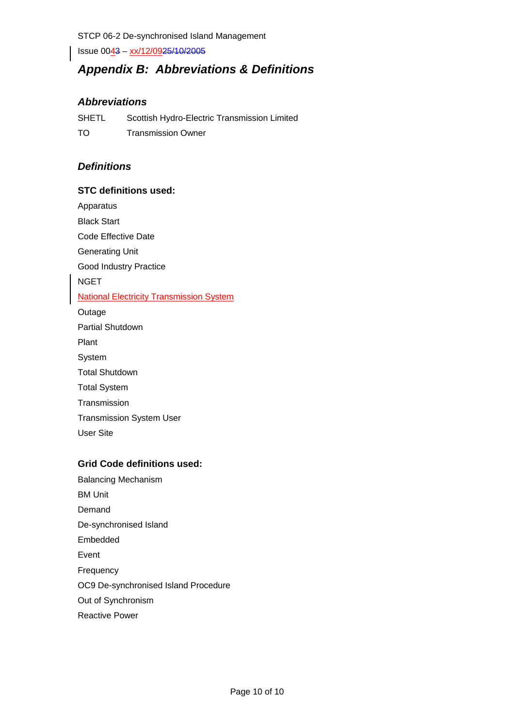## Appendix B: Abbreviations & Definitions

### Abbreviations

| | |
|---|---|
| SHETL | Scottish Hydro-Electric Transmission Limited |
| TO | Transmission Owner |

### Definitions

**STC definitions used:**

Apparatus

Black Start

Code Effective Date

Generating Unit

Good Industry Practice

NGET

National Electricity Transmission System

Outage

Partial Shutdown

Plant

System

Total Shutdown

Total System

Transmission

Transmission System User

User Site

**Grid Code definitions used:**

Balancing Mechanism

BM Unit

Demand

De-synchronised Island

Embedded

Event

Frequency

OC9 De-synchronised Island Procedure

Out of Synchronism

Reactive Power